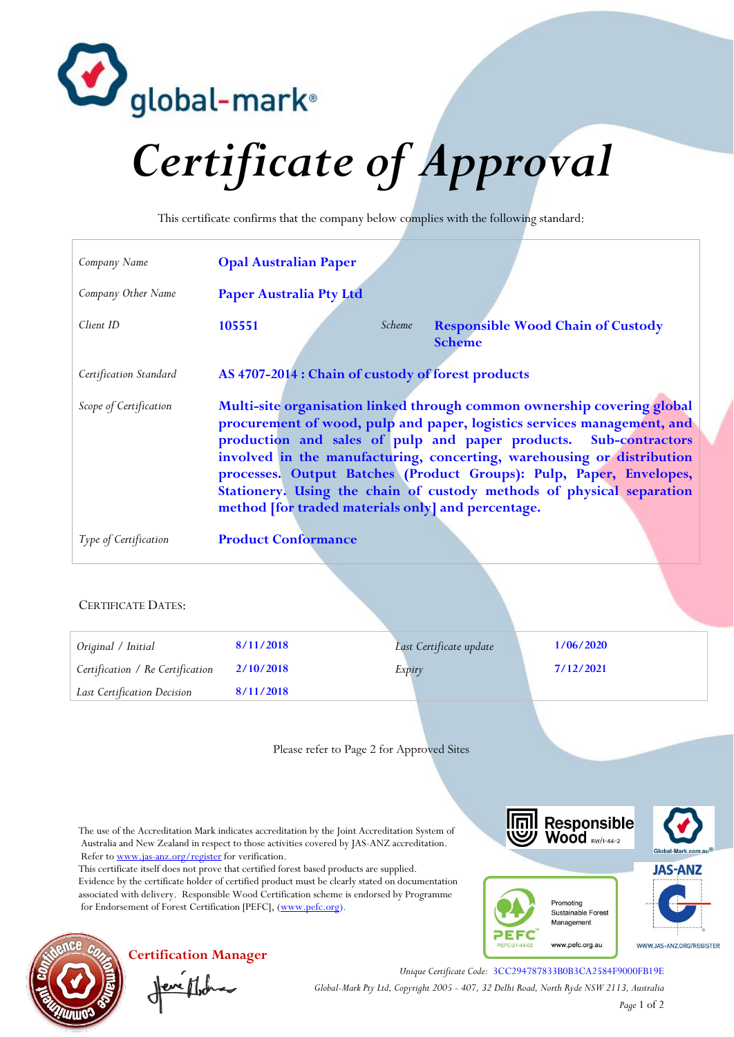global-mark®

# Certificate of Approval

This certificate confirms that the company below complies with the following standard:

| | | | |
|---|---|---|---|
| *Company Name* | **Opal Australian Paper** | | |
| *Company Other Name* | **Paper Australia Pty Ltd** | | |
| *Client ID* | **105551** | *Scheme* | **Responsible Wood Chain of Custody Scheme** |
| *Certification Standard* | **AS 4707-2014 : Chain of custody of forest products** | | |
| *Scope of Certification* | **Multi-site organisation linked through common ownership covering global procurement of wood, pulp and paper, logistics services management, and production and sales of pulp and paper products. Sub-contractors involved in the manufacturing, concerting, warehousing or distribution processes. Output Batches (Product Groups): Pulp, Paper, Envelopes, Stationery. Using the chain of custody methods of physical separation method [for traded materials only] and percentage.** | | |
| *Type of Certification* | **Product Conformance** | | |

CERTIFICATE DATES:

| | | | |
|---|---|---|---|
| *Original / Initial* | **8/11/2018** | *Last Certificate update* | **1/06/2020** |
| *Certification / Re Certification* | **2/10/2018** | *Expiry* | **7/12/2021** |
| *Last Certification Decision* | **8/11/2018** | | |

Please refer to Page 2 for Approved Sites

The use of the Accreditation Mark indicates accreditation by the Joint Accreditation System of Australia and New Zealand in respect to those activities covered by JAS-ANZ accreditation. Refer to www.jas-anz.org/register for verification.

This certificate itself does not prove that certified forest based products are supplied. Evidence by the certificate holder of certified product must be clearly stated on documentation associated with delivery. Responsible Wood Certification scheme is endorsed by Programme for Endorsement of Forest Certification [PEFC], (www.pefc.org).

Responsible Wood RW/1-44-2

PEFC PEFC/21-44-02 Promoting Sustainable Forest Management www.pefc.org.au

Global-Mark.com.au®

JAS-ANZ WWW.JAS-ANZ.ORG/REGISTER

**Certification Manager**

*Unique Certificate Code:* 3CC294787833B0B3CA2584F9000FB19E

*Global-Mark Pty Ltd, Copyright 2005 - 407, 32 Delhi Road, North Ryde NSW 2113, Australia*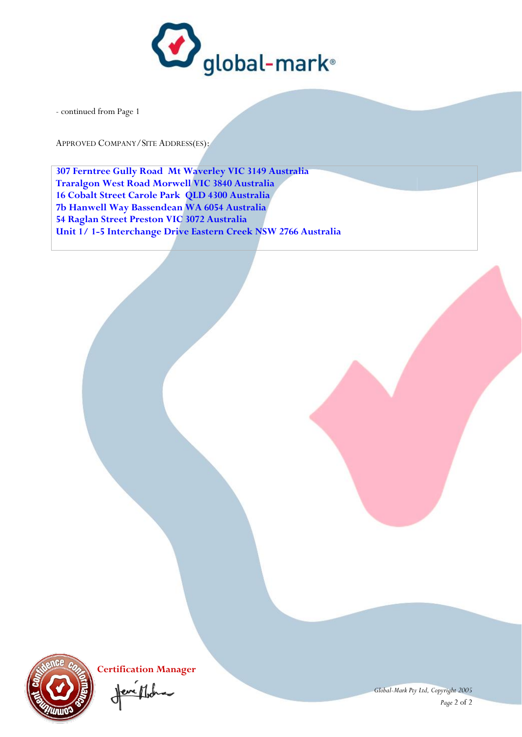- continued from Page 1

APPROVED COMPANY/SITE ADDRESS(ES):

**307 Ferntree Gully Road Mt Waverley VIC 3149 Australia**
**Traralgon West Road Morwell VIC 3840 Australia**
**16 Cobalt Street Carole Park QLD 4300 Australia**
**7b Hanwell Way Bassendean WA 6054 Australia**
**54 Raglan Street Preston VIC 3072 Australia**
**Unit 1/ 1-5 Interchange Drive Eastern Creek NSW 2766 Australia**

**Certification Manager**

*Global-Mark Pty Ltd, Copyright 2005*